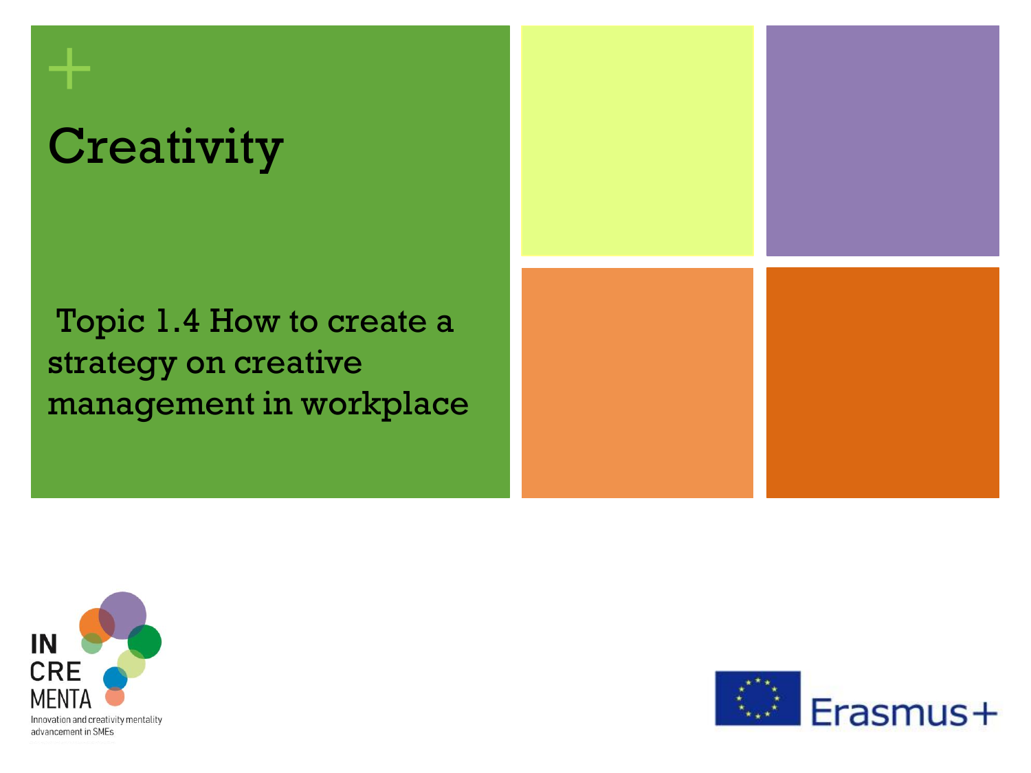# Creativity

## Topic 1.4 How to create a strategy on creative management in workplace

IN
CRE
MENTA
Innovation and creativity mentality advancement in SMEs

Erasmus+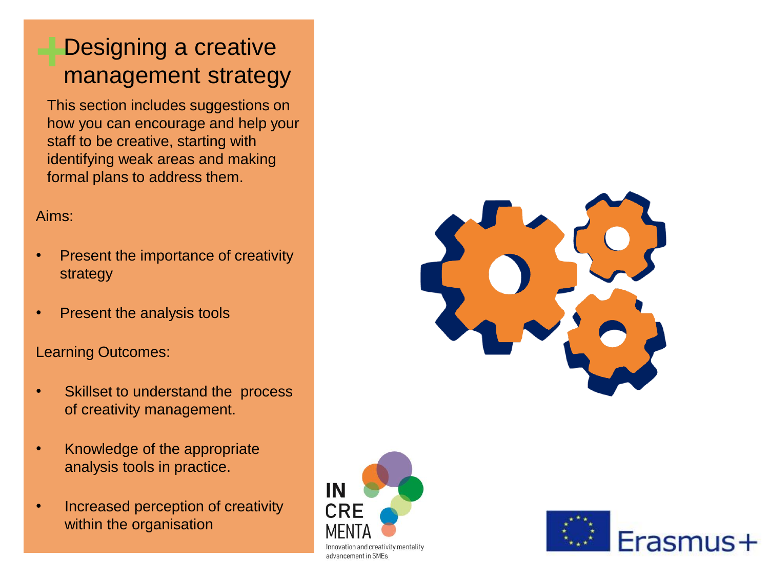# Designing a creative management strategy

This section includes suggestions on how you can encourage and help your staff to be creative, starting with identifying weak areas and making formal plans to address them.

Aims:

- Present the importance of creativity strategy
- Present the analysis tools

Learning Outcomes:

- Skillset to understand the process of creativity management.
- Knowledge of the appropriate analysis tools in practice.
- Increased perception of creativity within the organisation

IN CRE MENTA
Innovation and creativity mentality advancement in SMEs

Erasmus+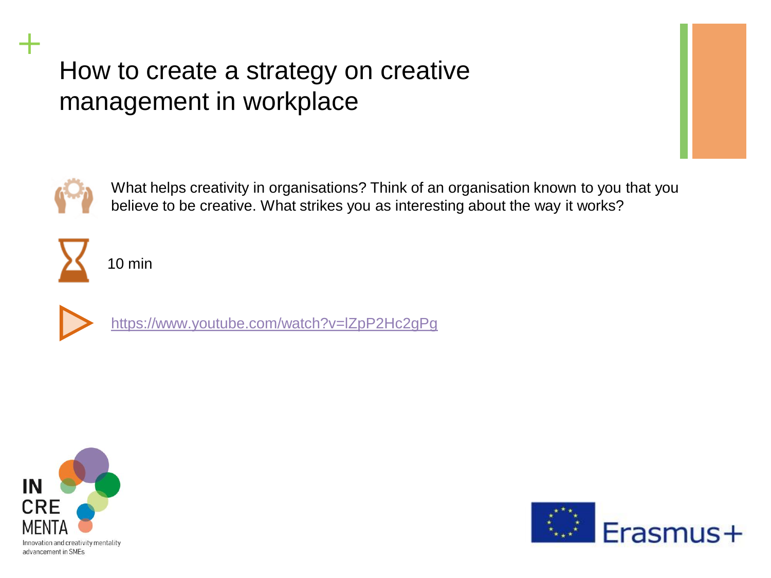# How to create a strategy on creative management in workplace

What helps creativity in organisations? Think of an organisation known to you that you believe to be creative. What strikes you as interesting about the way it works?

10 min

https://www.youtube.com/watch?v=lZpP2Hc2gPg

IN CRE MENTA
Innovation and creativity mentality advancement in SMEs

Erasmus+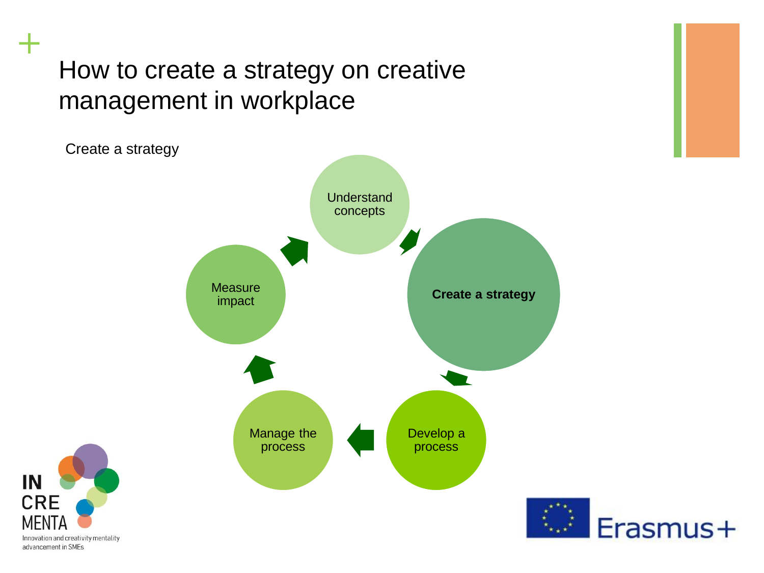# How to create a strategy on creative management in workplace

Create a strategy

- Understand concepts
- **Create a strategy**
- Develop a process
- Manage the process
- Measure impact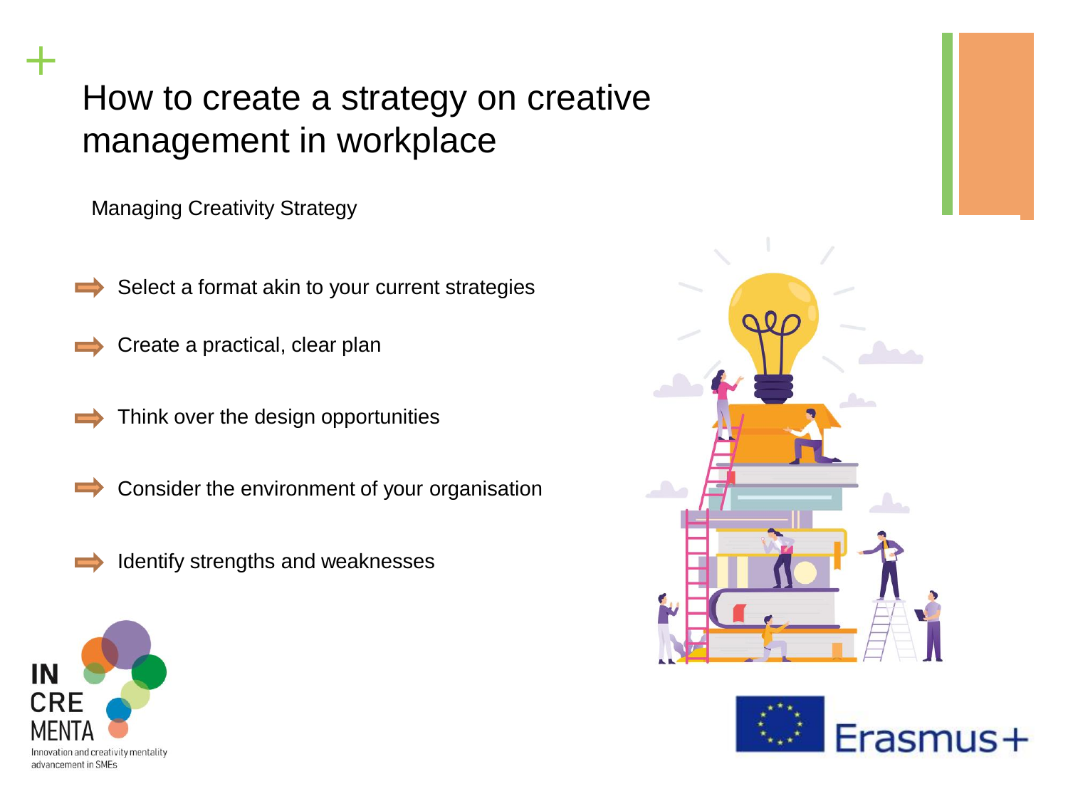# How to create a strategy on creative management in workplace

Managing Creativity Strategy

- Select a format akin to your current strategies
- Create a practical, clear plan
- Think over the design opportunities
- Consider the environment of your organisation
- Identify strengths and weaknesses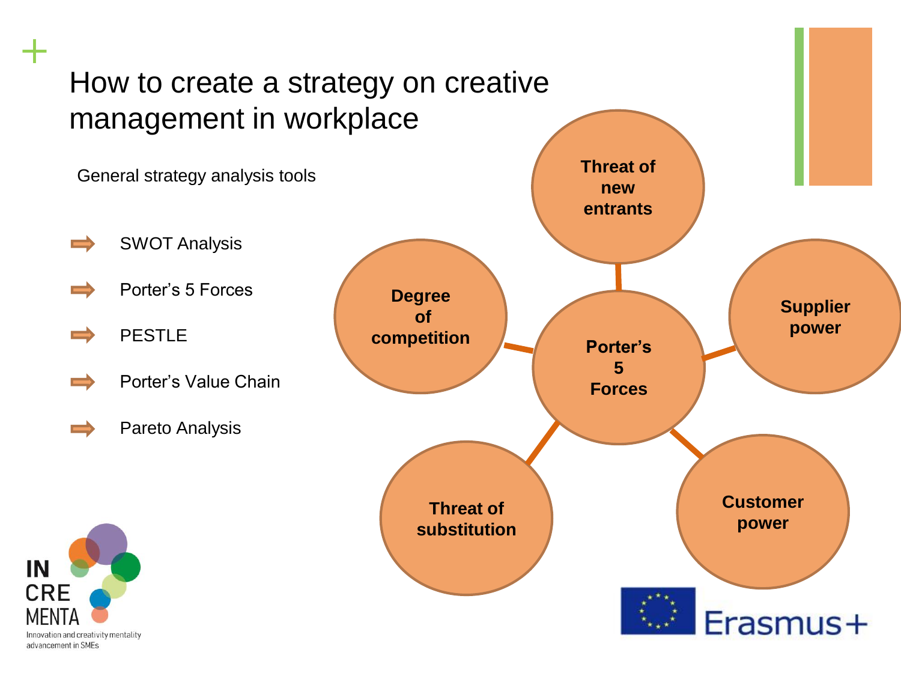# How to create a strategy on creative management in workplace

General strategy analysis tools

- SWOT Analysis
- Porter's 5 Forces
- PESTLE
- Porter's Value Chain
- Pareto Analysis

**Porter's 5 Forces**

- **Threat of new entrants**
- **Supplier power**
- **Customer power**
- **Threat of substitution**
- **Degree of competition**

IN CRE MENTA
Innovation and creativity mentality advancement in SMEs

Erasmus+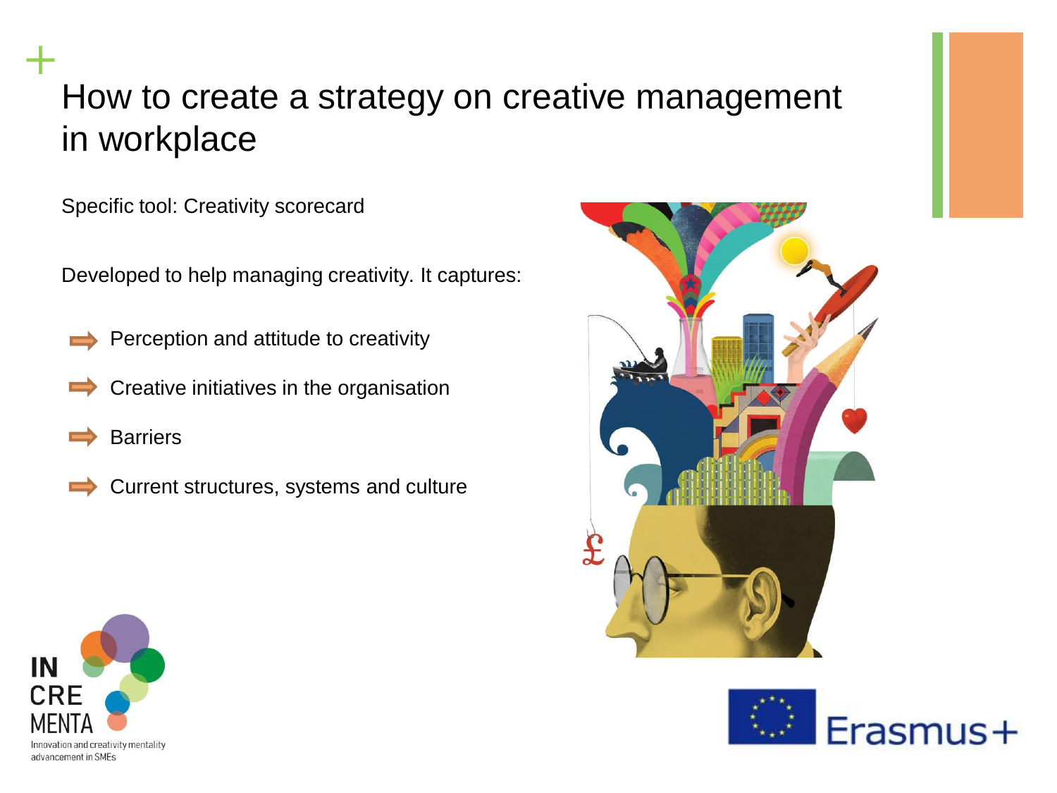# How to create a strategy on creative management in workplace

Specific tool: Creativity scorecard

Developed to help managing creativity. It captures:

- Perception and attitude to creativity
- Creative initiatives in the organisation
- Barriers
- Current structures, systems and culture

INCREMENTA
Innovation and creativity mentality advancement in SMEs

Erasmus+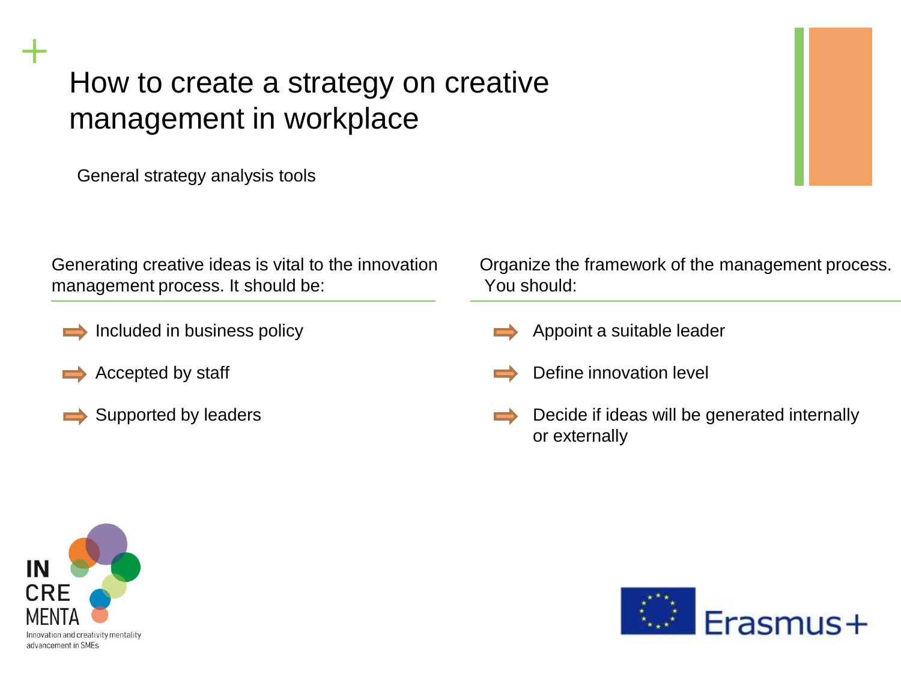# How to create a strategy on creative management in workplace

General strategy analysis tools

Generating creative ideas is vital to the innovation management process. It should be:

- Included in business policy
- Accepted by staff
- Supported by leaders

Organize the framework of the management process. You should:

- Appoint a suitable leader
- Define innovation level
- Decide if ideas will be generated internally or externally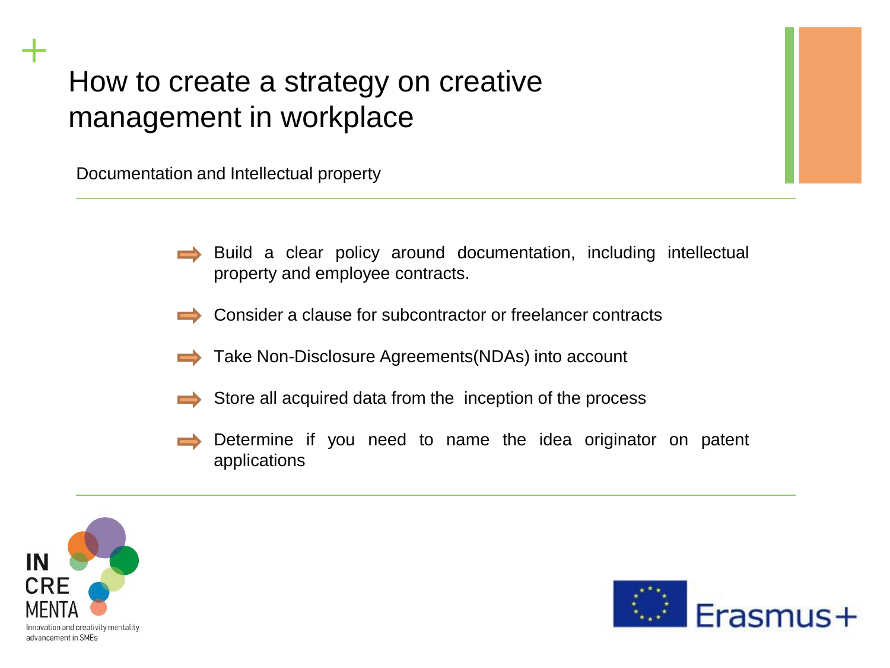# How to create a strategy on creative management in workplace

Documentation and Intellectual property

- Build a clear policy around documentation, including intellectual property and employee contracts.
- Consider a clause for subcontractor or freelancer contracts
- Take Non-Disclosure Agreements(NDAs) into account
- Store all acquired data from the inception of the process
- Determine if you need to name the idea originator on patent applications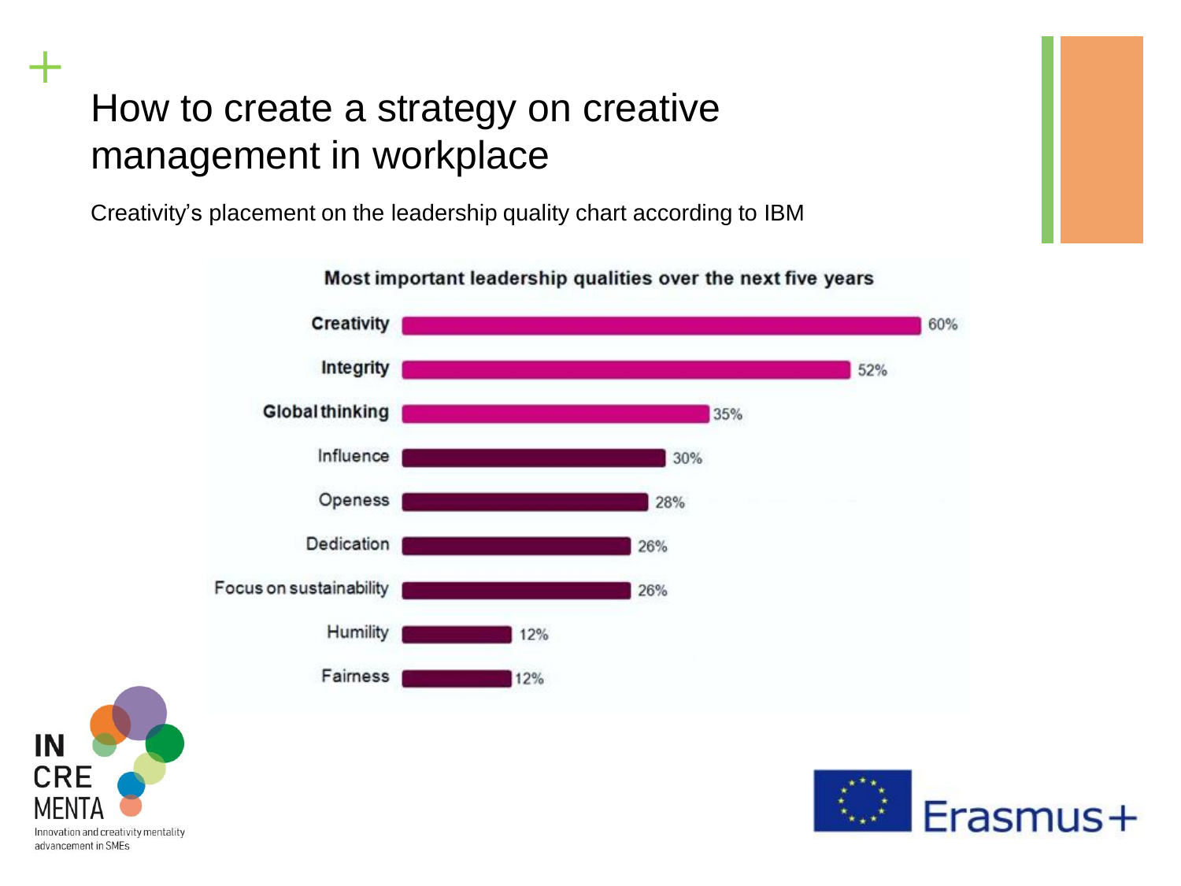# How to create a strategy on creative management in workplace

Creativity's placement on the leadership quality chart according to IBM

**Most important leadership qualities over the next five years**

| Quality | Percentage |
|---|---|
| Creativity | 60% |
| Integrity | 52% |
| Global thinking | 35% |
| Influence | 30% |
| Openess | 28% |
| Dedication | 26% |
| Focus on sustainability | 26% |
| Humility | 12% |
| Fairness | 12% |

IN CRE MENTA
Innovation and creativity mentality advancement in SMEs

Erasmus+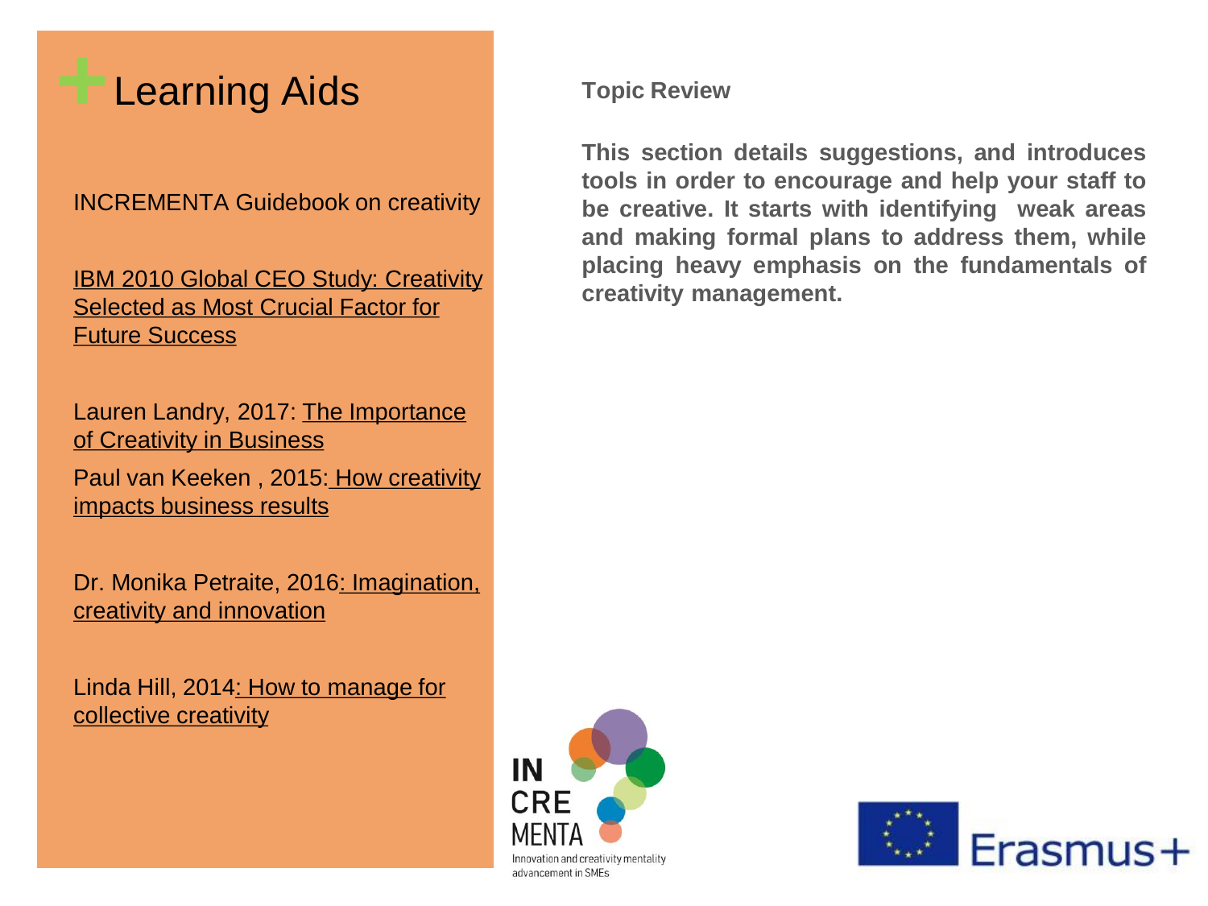# Learning Aids

INCREMENTA Guidebook on creativity

IBM 2010 Global CEO Study: Creativity Selected as Most Crucial Factor for Future Success

Lauren Landry, 2017: The Importance of Creativity in Business

Paul van Keeken , 2015: How creativity impacts business results

Dr. Monika Petraite, 2016: Imagination, creativity and innovation

Linda Hill, 2014: How to manage for collective creativity

**Topic Review**

**This section details suggestions, and introduces tools in order to encourage and help your staff to be creative. It starts with identifying weak areas and making formal plans to address them, while placing heavy emphasis on the fundamentals of creativity management.**

IN CRE MENTA

Innovation and creativity mentality advancement in SMEs

Erasmus+